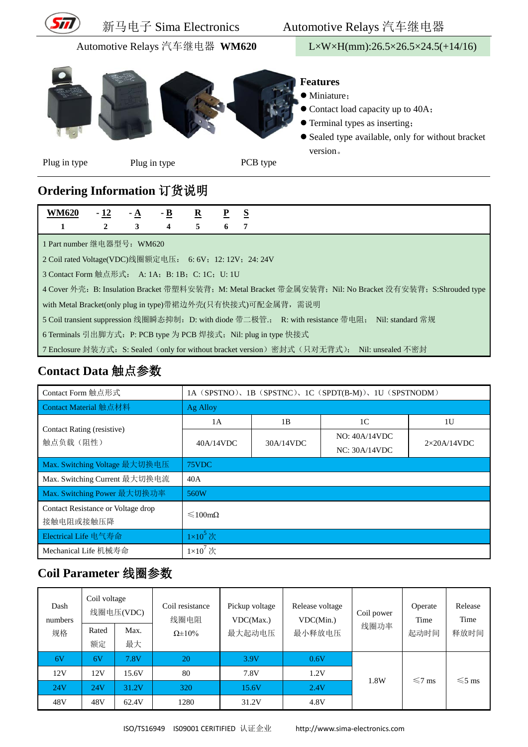Automotive Relays 汽车继电器 **WM620**

L×W×H(mm):26.5×26.5×24.5(+14/16)

Plug in type　　Plug in type　　PCB type

**Features**

- Miniature；
- Contact load capacity up to 40A；
- Terminal types as inserting；
- Sealed type available, only for without bracket version。

## Ordering Information 订货说明

| **WM620** | **- 12** | **- A** | **- B** | **R** | **P** | **S** |
|---|---|---|---|---|---|---|
| 1 | 2 | 3 | 4 | 5 | 6 | 7 |

1 Part number 继电器型号：WM620

2 Coil rated Voltage(VDC)线圈额定电压： 6: 6V；12: 12V；24: 24V

3 Contact Form 触点形式： A: 1A；B: 1B；C: 1C；U: 1U

4 Cover 外壳：B: Insulation Bracket 带塑料安装背；M: Metal Bracket 带金属安装背；Nil: No Bracket 没有安装背；S:Shrouded type with Metal Bracket(only plug in type)带裙边外壳(只有快接式)可配金属背，需说明

5 Coil transient suppression 线圈瞬态抑制：D: with diode 带二极管.； R: with resistance 带电阻； Nil: standard 常规

6 Terminals 引出脚方式：P: PCB type 为 PCB 焊接式；Nil: plug in type 快接式

7 Enclosure 封装方式：S: Sealed（only for without bracket version）密封式（只对无背式）； Nil: unsealed 不密封

## Contact Data 触点参数

| Contact Form 触点形式 | 1A（SPSTNO）、1B（SPSTNC）、1C（SPDT(B-M)）、1U（SPSTNODM） | | | |
|---|---|---|---|---|
| Contact Material 触点材料 | Ag Alloy | | | |
| Contact Rating (resistive) 触点负载（阻性） | 1A | 1B | 1C | 1U |
| | 40A/14VDC | 30A/14VDC | NO: 40A/14VDC NC: 30A/14VDC | 2×20A/14VDC |
| Max. Switching Voltage 最大切换电压 | 75VDC | | | |
| Max. Switching Current 最大切换电流 | 40A | | | |
| Max. Switching Power 最大切换功率 | 560W | | | |
| Contact Resistance or Voltage drop 接触电阻或接触压降 | ≤100mΩ | | | |
| Electrical Life 电气寿命 | $1×10^5$ 次 | | | |
| Mechanical Life 机械寿命 | $1×10^7$ 次 | | | |

## Coil Parameter 线圈参数

| Dash numbers 规格 | Coil voltage 线圈电压(VDC) | | Coil resistance 线圈电阻 Ω±10% | Pickup voltage VDC(Max.) 最大起动电压 | Release voltage VDC(Min.) 最小释放电压 | Coil power 线圈功率 | Operate Time 起动时间 | Release Time 释放时间 |
|---|---|---|---|---|---|---|---|---|
| | Rated 额定 | Max. 最大 | | | | | | |
| 6V | 6V | 7.8V | 20 | 3.9V | 0.6V | 1.8W | ≤7 ms | ≤5 ms |
| 12V | 12V | 15.6V | 80 | 7.8V | 1.2V | | | |
| 24V | 24V | 31.2V | 320 | 15.6V | 2.4V | | | |
| 48V | 48V | 62.4V | 1280 | 31.2V | 4.8V | | | |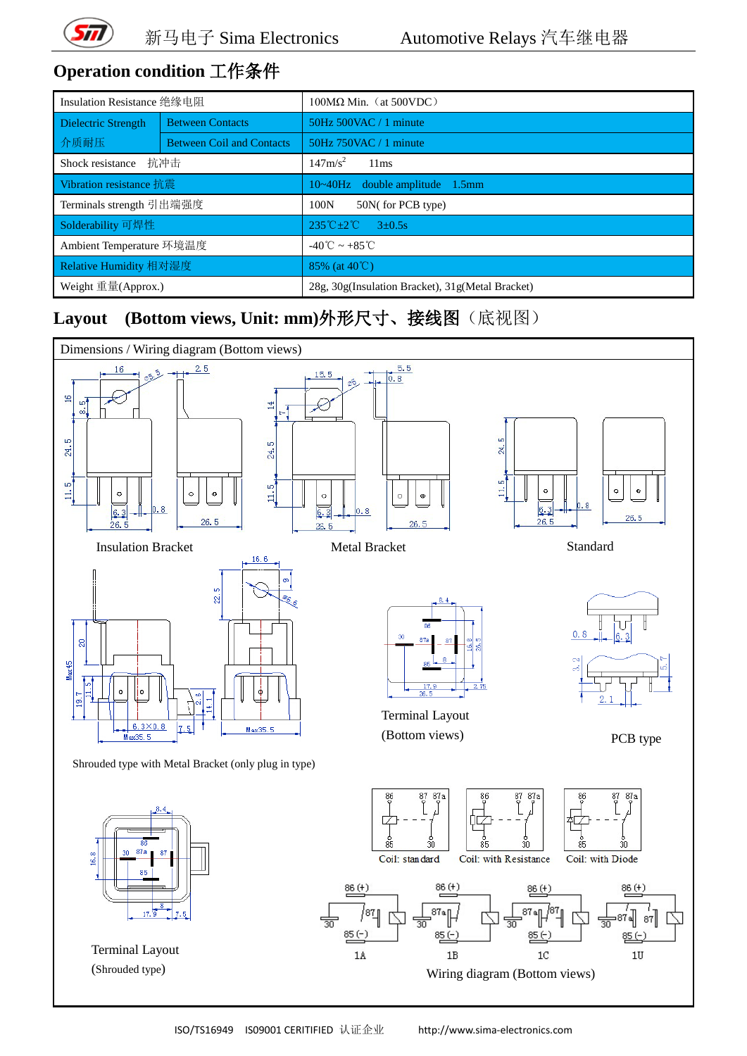## Operation condition 工作条件

| | | |
|---|---|---|
| Insulation Resistance 绝缘电阻 | | 100MΩ Min.（at 500VDC） |
| Dielectric Strength 介质耐压 | Between Contacts | 50Hz 500VAC / 1 minute |
| | Between Coil and Contacts | 50Hz 750VAC / 1 minute |
| Shock resistance 抗冲击 | | $147m/s^2$ 11ms |
| Vibration resistance 抗震 | | 10~40Hz double amplitude 1.5mm |
| Terminals strength 引出端强度 | | 100N 50N( for PCB type) |
| Solderability 可焊性 | | 235℃±2℃ 3±0.5s |
| Ambient Temperature 环境温度 | | -40℃ ~ +85℃ |
| Relative Humidity 相对湿度 | | 85% (at 40℃) |
| Weight 重量(Approx.) | | 28g, 30g(Insulation Bracket), 31g(Metal Bracket) |

## Layout (Bottom views, Unit: mm)外形尺寸、接线图（底视图）

Dimensions / Wiring diagram (Bottom views)

Insulation Bracket

Metal Bracket

Standard

Shrouded type with Metal Bracket (only plug in type)

Terminal Layout
(Bottom views)

PCB type

Coil: standard

Coil: with Resistance

Coil: with Diode

Terminal Layout
(Shrouded type)

1A 1B 1C 1U

Wiring diagram (Bottom views)